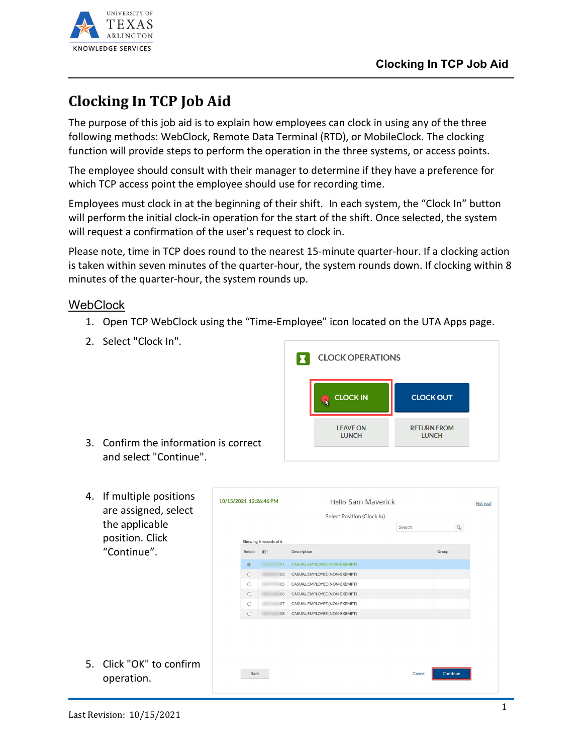# Clocking In TCP Job Aid

The purpose of this job aid is to explain how employees can clock in using any of the three following methods: WebClock, Remote Data Terminal (RTD), or MobileClock. The clocking function will provide steps to perform the operation in the three systems, or access points.

The employee should consult with their manager to determine if they have a preference for which TCP access point the employee should use for recording time.

Employees must clock in at the beginning of their shift. In each system, the "Clock In" button will perform the initial clock-in operation for the start of the shift. Once selected, the system will request a confirmation of the user's request to clock in.

Please note, time in TCP does round to the nearest 15-minute quarter-hour. If a clocking action is taken within seven minutes of the quarter-hour, the system rounds down. If clocking within 8 minutes of the quarter-hour, the system rounds up.

## WebClock

1. Open TCP WebClock using the "Time-Employee" icon located on the UTA Apps page.
2. Select "Clock In".
3. Confirm the information is correct and select "Continue".
4. If multiple positions are assigned, select the applicable position. Click "Continue".
5. Click "OK" to confirm operation.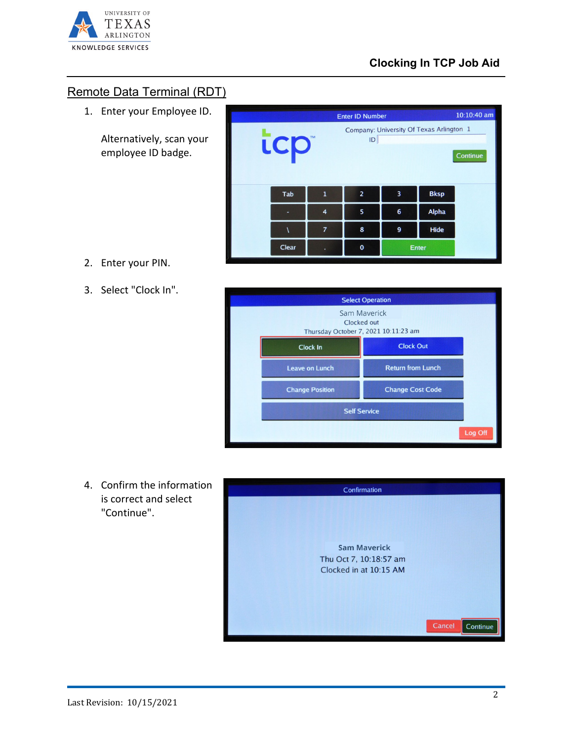## Remote Data Terminal (RDT)

1. Enter your Employee ID.

   Alternatively, scan your employee ID badge.

2. Enter your PIN.

3. Select "Clock In".

4. Confirm the information is correct and select "Continue".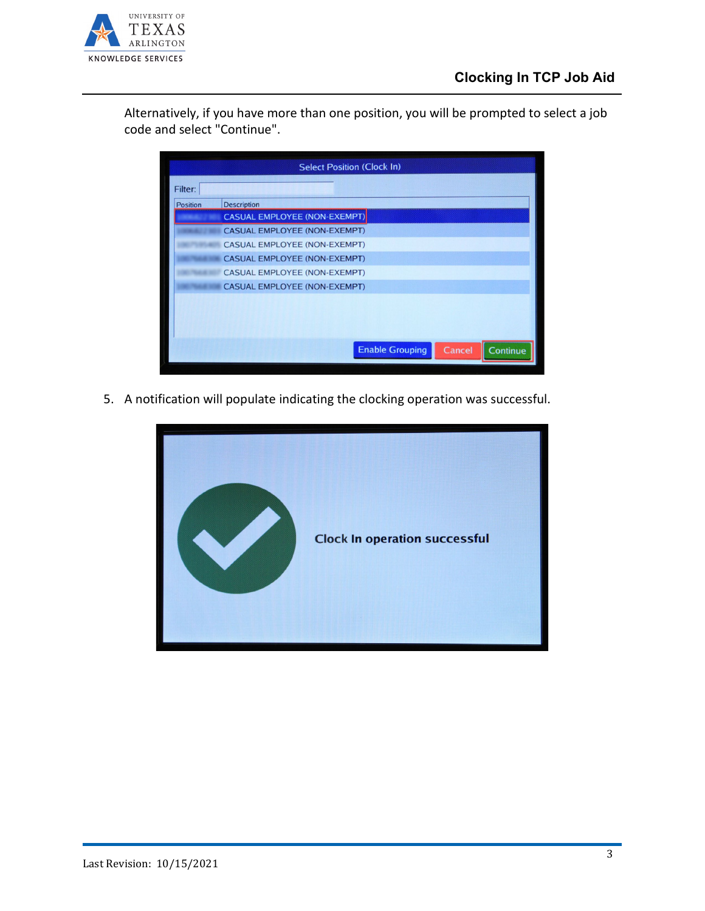Alternatively, if you have more than one position, you will be prompted to select a job code and select "Continue".

5. A notification will populate indicating the clocking operation was successful.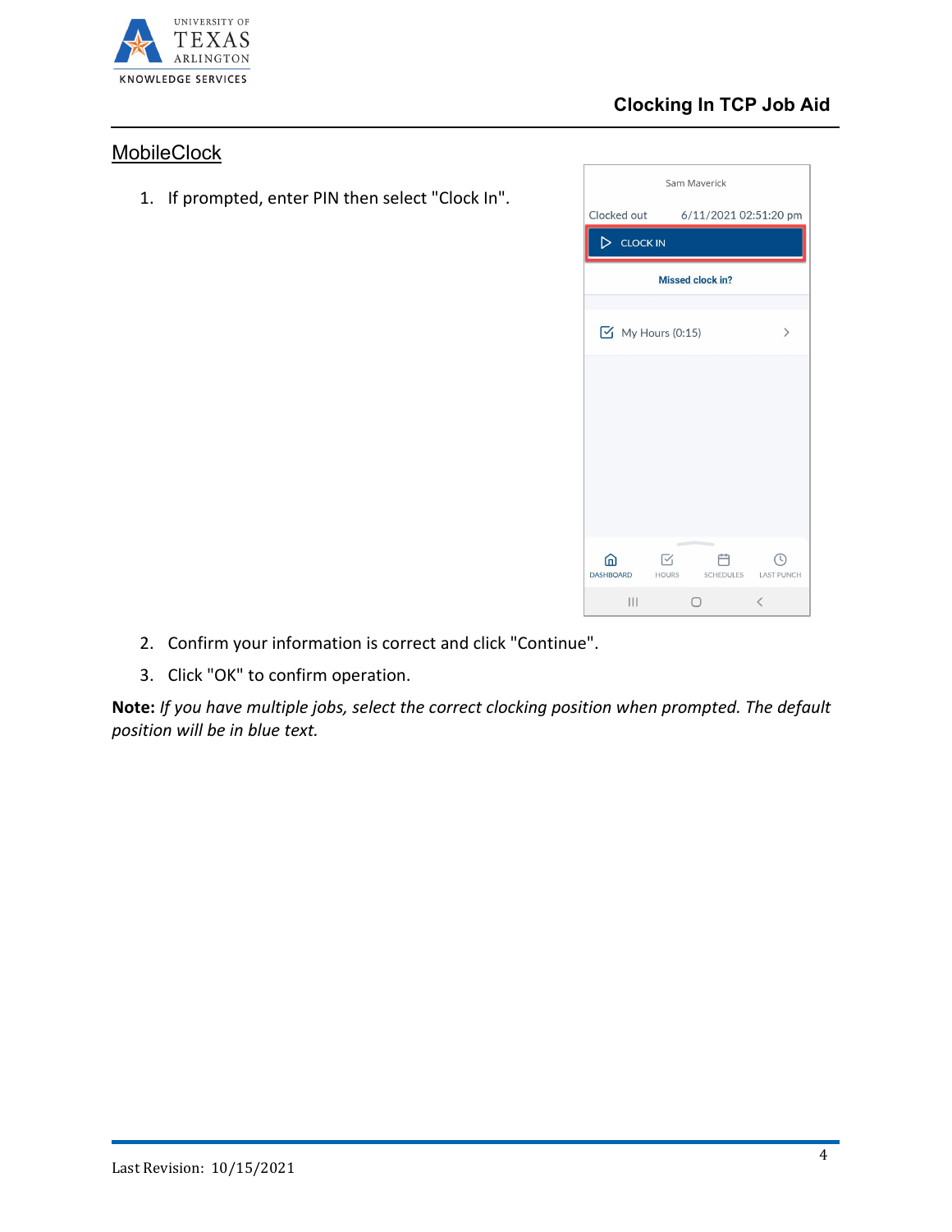## MobileClock

1. If prompted, enter PIN then select "Clock In".

2. Confirm your information is correct and click "Continue".
3. Click "OK" to confirm operation.

**Note:** *If you have multiple jobs, select the correct clocking position when prompted. The default position will be in blue text.*

Last Revision: 10/15/2021